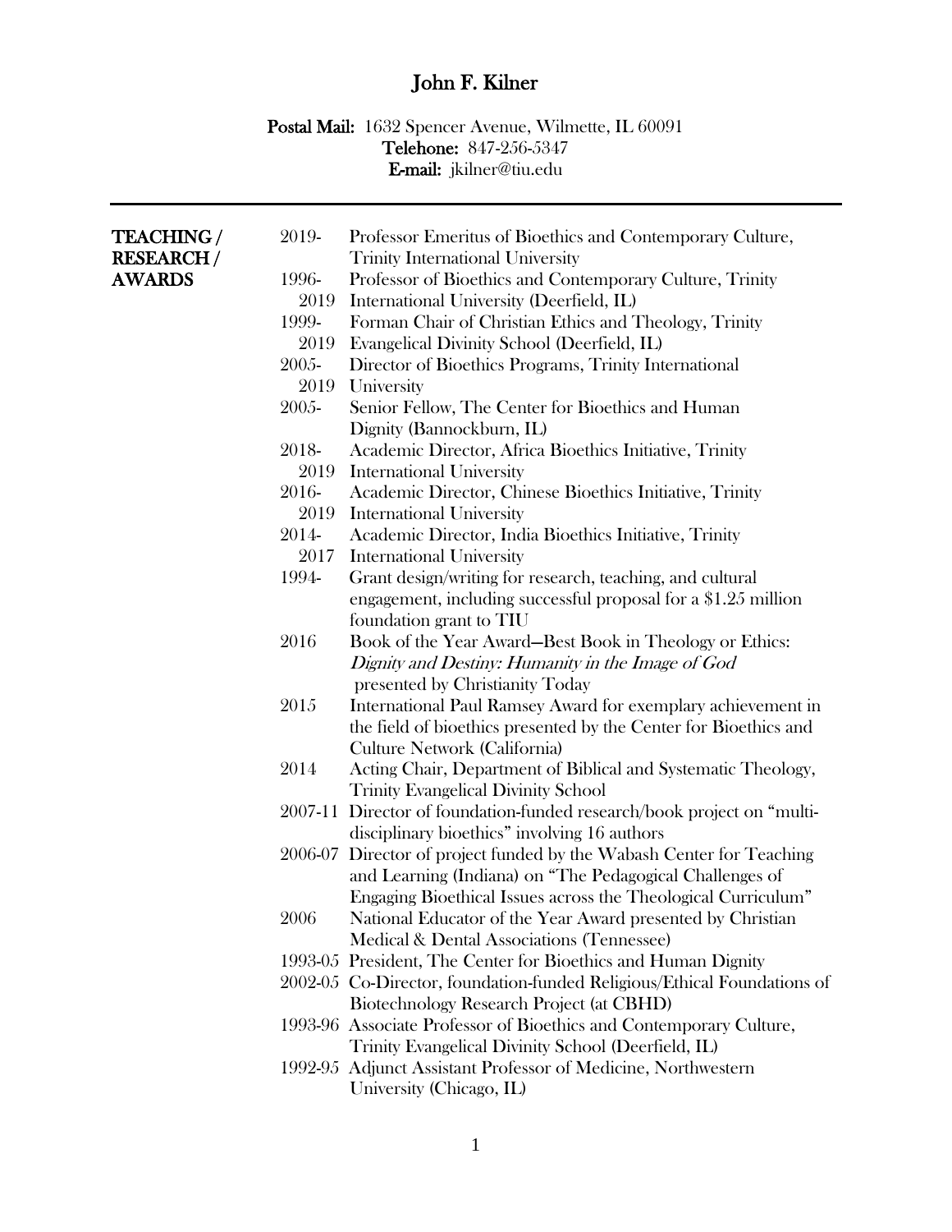# John F. Kilner

**Postal Mail:** 1632 Spencer Avenue, Wilmette, IL 60091
**Telehone:** 847-256-5347
**E-mail:** jkilner@tiu.edu

---

## TEACHING / RESEARCH / AWARDS

| | |
|---|---|
| 2019- | Professor Emeritus of Bioethics and Contemporary Culture, Trinity International University |
| 1996-2019 | Professor of Bioethics and Contemporary Culture, Trinity International University (Deerfield, IL) |
| 1999-2019 | Forman Chair of Christian Ethics and Theology, Trinity Evangelical Divinity School (Deerfield, IL) |
| 2005-2019 | Director of Bioethics Programs, Trinity International University |
| 2005- | Senior Fellow, The Center for Bioethics and Human Dignity (Bannockburn, IL) |
| 2018-2019 | Academic Director, Africa Bioethics Initiative, Trinity International University |
| 2016-2019 | Academic Director, Chinese Bioethics Initiative, Trinity International University |
| 2014-2017 | Academic Director, India Bioethics Initiative, Trinity International University |
| 1994- | Grant design/writing for research, teaching, and cultural engagement, including successful proposal for a $1.25 million foundation grant to TIU |
| 2016 | Book of the Year Award—Best Book in Theology or Ethics: *Dignity and Destiny: Humanity in the Image of God* presented by Christianity Today |
| 2015 | International Paul Ramsey Award for exemplary achievement in the field of bioethics presented by the Center for Bioethics and Culture Network (California) |
| 2014 | Acting Chair, Department of Biblical and Systematic Theology, Trinity Evangelical Divinity School |
| 2007-11 | Director of foundation-funded research/book project on "multi-disciplinary bioethics" involving 16 authors |
| 2006-07 | Director of project funded by the Wabash Center for Teaching and Learning (Indiana) on "The Pedagogical Challenges of Engaging Bioethical Issues across the Theological Curriculum" |
| 2006 | National Educator of the Year Award presented by Christian Medical & Dental Associations (Tennessee) |
| 1993-05 | President, The Center for Bioethics and Human Dignity |
| 2002-05 | Co-Director, foundation-funded Religious/Ethical Foundations of Biotechnology Research Project (at CBHD) |
| 1993-96 | Associate Professor of Bioethics and Contemporary Culture, Trinity Evangelical Divinity School (Deerfield, IL) |
| 1992-95 | Adjunct Assistant Professor of Medicine, Northwestern University (Chicago, IL) |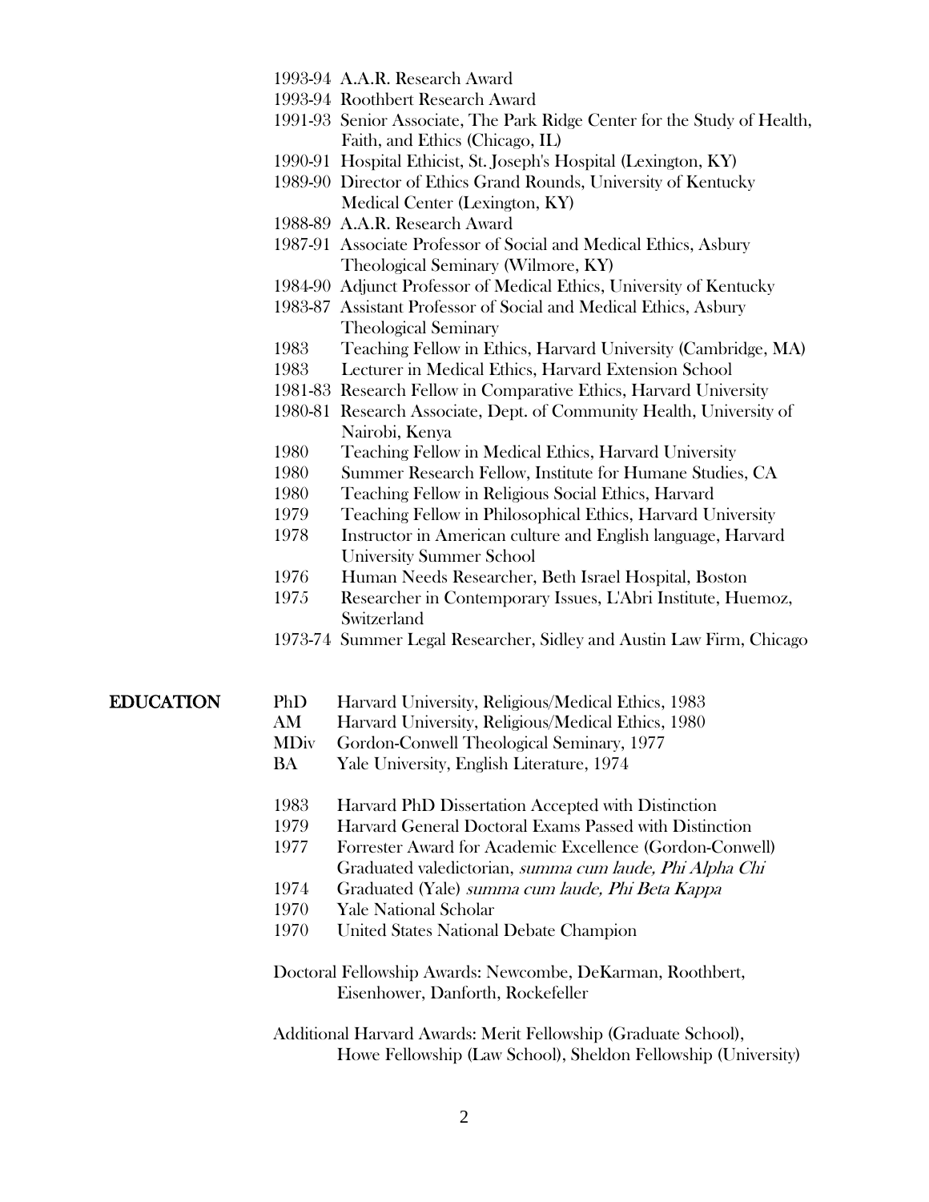- 1993-94 A.A.R. Research Award
- 1993-94 Roothbert Research Award
- 1991-93 Senior Associate, The Park Ridge Center for the Study of Health, Faith, and Ethics (Chicago, IL)
- 1990-91 Hospital Ethicist, St. Joseph's Hospital (Lexington, KY)
- 1989-90 Director of Ethics Grand Rounds, University of Kentucky Medical Center (Lexington, KY)
- 1988-89 A.A.R. Research Award
- 1987-91 Associate Professor of Social and Medical Ethics, Asbury Theological Seminary (Wilmore, KY)
- 1984-90 Adjunct Professor of Medical Ethics, University of Kentucky
- 1983-87 Assistant Professor of Social and Medical Ethics, Asbury Theological Seminary
- 1983 Teaching Fellow in Ethics, Harvard University (Cambridge, MA)
- 1983 Lecturer in Medical Ethics, Harvard Extension School
- 1981-83 Research Fellow in Comparative Ethics, Harvard University
- 1980-81 Research Associate, Dept. of Community Health, University of Nairobi, Kenya
- 1980 Teaching Fellow in Medical Ethics, Harvard University
- 1980 Summer Research Fellow, Institute for Humane Studies, CA
- 1980 Teaching Fellow in Religious Social Ethics, Harvard
- 1979 Teaching Fellow in Philosophical Ethics, Harvard University
- 1978 Instructor in American culture and English language, Harvard University Summer School
- 1976 Human Needs Researcher, Beth Israel Hospital, Boston
- 1975 Researcher in Contemporary Issues, L'Abri Institute, Huemoz, Switzerland
- 1973-74 Summer Legal Researcher, Sidley and Austin Law Firm, Chicago

## EDUCATION

- PhD Harvard University, Religious/Medical Ethics, 1983
- AM Harvard University, Religious/Medical Ethics, 1980
- MDiv Gordon-Conwell Theological Seminary, 1977
- BA Yale University, English Literature, 1974

- 1983 Harvard PhD Dissertation Accepted with Distinction
- 1979 Harvard General Doctoral Exams Passed with Distinction
- 1977 Forrester Award for Academic Excellence (Gordon-Conwell) Graduated valedictorian, *summa cum laude, Phi Alpha Chi*
- 1974 Graduated (Yale) *summa cum laude, Phi Beta Kappa*
- 1970 Yale National Scholar
- 1970 United States National Debate Champion

Doctoral Fellowship Awards: Newcombe, DeKarman, Roothbert, Eisenhower, Danforth, Rockefeller

Additional Harvard Awards: Merit Fellowship (Graduate School), Howe Fellowship (Law School), Sheldon Fellowship (University)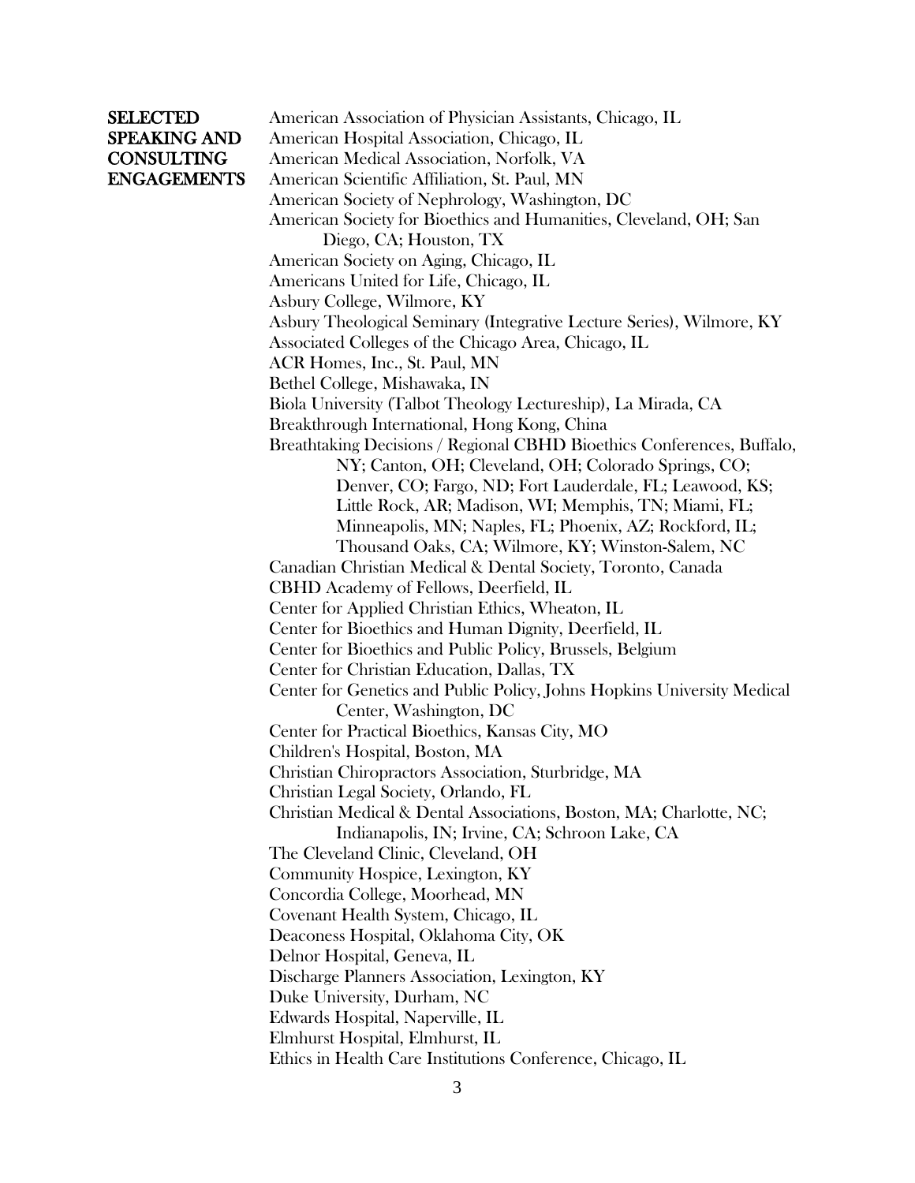**SELECTED SPEAKING AND CONSULTING ENGAGEMENTS**

American Association of Physician Assistants, Chicago, IL
American Hospital Association, Chicago, IL
American Medical Association, Norfolk, VA
American Scientific Affiliation, St. Paul, MN
American Society of Nephrology, Washington, DC
American Society for Bioethics and Humanities, Cleveland, OH; San Diego, CA; Houston, TX
American Society on Aging, Chicago, IL
Americans United for Life, Chicago, IL
Asbury College, Wilmore, KY
Asbury Theological Seminary (Integrative Lecture Series), Wilmore, KY
Associated Colleges of the Chicago Area, Chicago, IL
ACR Homes, Inc., St. Paul, MN
Bethel College, Mishawaka, IN
Biola University (Talbot Theology Lectureship), La Mirada, CA
Breakthrough International, Hong Kong, China
Breathtaking Decisions / Regional CBHD Bioethics Conferences, Buffalo, NY; Canton, OH; Cleveland, OH; Colorado Springs, CO; Denver, CO; Fargo, ND; Fort Lauderdale, FL; Leawood, KS; Little Rock, AR; Madison, WI; Memphis, TN; Miami, FL; Minneapolis, MN; Naples, FL; Phoenix, AZ; Rockford, IL; Thousand Oaks, CA; Wilmore, KY; Winston-Salem, NC
Canadian Christian Medical & Dental Society, Toronto, Canada
CBHD Academy of Fellows, Deerfield, IL
Center for Applied Christian Ethics, Wheaton, IL
Center for Bioethics and Human Dignity, Deerfield, IL
Center for Bioethics and Public Policy, Brussels, Belgium
Center for Christian Education, Dallas, TX
Center for Genetics and Public Policy, Johns Hopkins University Medical Center, Washington, DC
Center for Practical Bioethics, Kansas City, MO
Children's Hospital, Boston, MA
Christian Chiropractors Association, Sturbridge, MA
Christian Legal Society, Orlando, FL
Christian Medical & Dental Associations, Boston, MA; Charlotte, NC; Indianapolis, IN; Irvine, CA; Schroon Lake, CA
The Cleveland Clinic, Cleveland, OH
Community Hospice, Lexington, KY
Concordia College, Moorhead, MN
Covenant Health System, Chicago, IL
Deaconess Hospital, Oklahoma City, OK
Delnor Hospital, Geneva, IL
Discharge Planners Association, Lexington, KY
Duke University, Durham, NC
Edwards Hospital, Naperville, IL
Elmhurst Hospital, Elmhurst, IL
Ethics in Health Care Institutions Conference, Chicago, IL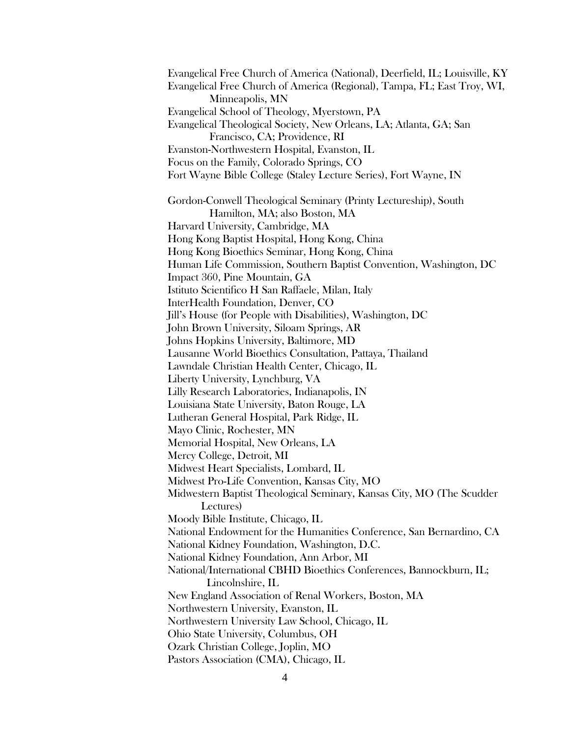Evangelical Free Church of America (National), Deerfield, IL; Louisville, KY
Evangelical Free Church of America (Regional), Tampa, FL; East Troy, WI, Minneapolis, MN
Evangelical School of Theology, Myerstown, PA
Evangelical Theological Society, New Orleans, LA; Atlanta, GA; San Francisco, CA; Providence, RI
Evanston-Northwestern Hospital, Evanston, IL
Focus on the Family, Colorado Springs, CO
Fort Wayne Bible College (Staley Lecture Series), Fort Wayne, IN

Gordon-Conwell Theological Seminary (Printy Lectureship), South Hamilton, MA; also Boston, MA
Harvard University, Cambridge, MA
Hong Kong Baptist Hospital, Hong Kong, China
Hong Kong Bioethics Seminar, Hong Kong, China
Human Life Commission, Southern Baptist Convention, Washington, DC
Impact 360, Pine Mountain, GA
Istituto Scientifico H San Raffaele, Milan, Italy
InterHealth Foundation, Denver, CO
Jill's House (for People with Disabilities), Washington, DC
John Brown University, Siloam Springs, AR
Johns Hopkins University, Baltimore, MD
Lausanne World Bioethics Consultation, Pattaya, Thailand
Lawndale Christian Health Center, Chicago, IL
Liberty University, Lynchburg, VA
Lilly Research Laboratories, Indianapolis, IN
Louisiana State University, Baton Rouge, LA
Lutheran General Hospital, Park Ridge, IL
Mayo Clinic, Rochester, MN
Memorial Hospital, New Orleans, LA
Mercy College, Detroit, MI
Midwest Heart Specialists, Lombard, IL
Midwest Pro-Life Convention, Kansas City, MO
Midwestern Baptist Theological Seminary, Kansas City, MO (The Scudder Lectures)
Moody Bible Institute, Chicago, IL
National Endowment for the Humanities Conference, San Bernardino, CA
National Kidney Foundation, Washington, D.C.
National Kidney Foundation, Ann Arbor, MI
National/International CBHD Bioethics Conferences, Bannockburn, IL; Lincolnshire, IL
New England Association of Renal Workers, Boston, MA
Northwestern University, Evanston, IL
Northwestern University Law School, Chicago, IL
Ohio State University, Columbus, OH
Ozark Christian College, Joplin, MO
Pastors Association (CMA), Chicago, IL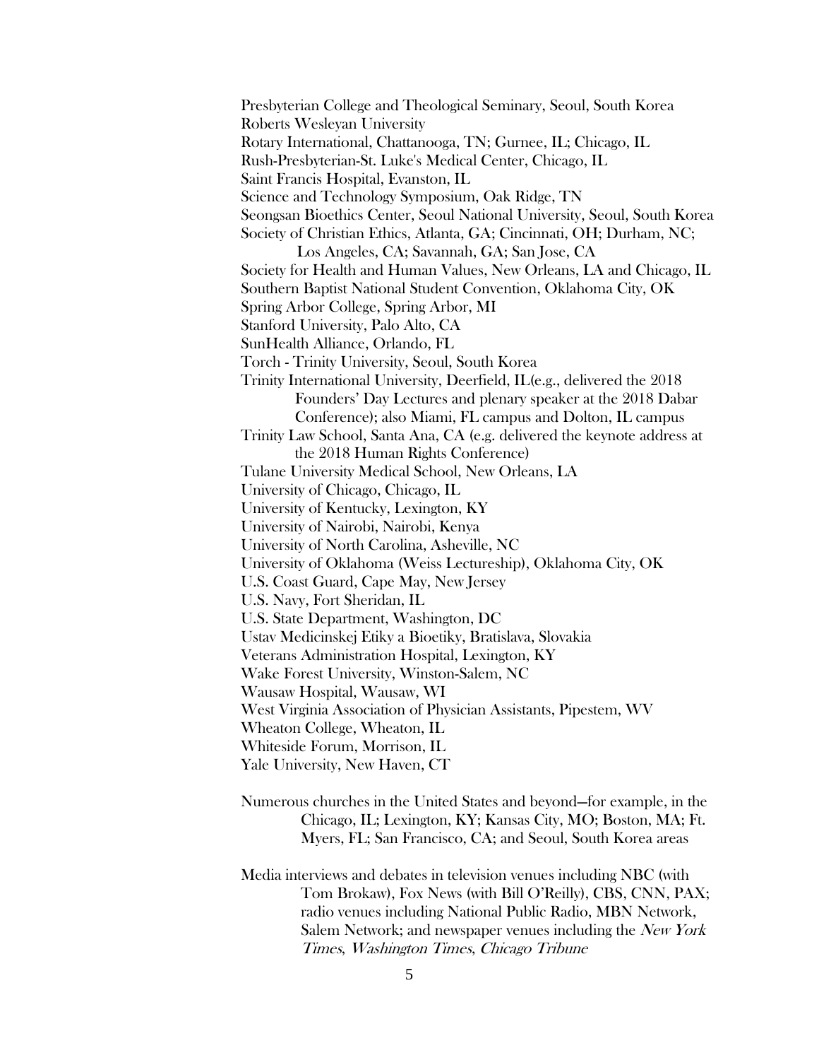Presbyterian College and Theological Seminary, Seoul, South Korea
Roberts Wesleyan University
Rotary International, Chattanooga, TN; Gurnee, IL; Chicago, IL
Rush-Presbyterian-St. Luke's Medical Center, Chicago, IL
Saint Francis Hospital, Evanston, IL
Science and Technology Symposium, Oak Ridge, TN
Seongsan Bioethics Center, Seoul National University, Seoul, South Korea
Society of Christian Ethics, Atlanta, GA; Cincinnati, OH; Durham, NC; Los Angeles, CA; Savannah, GA; San Jose, CA
Society for Health and Human Values, New Orleans, LA and Chicago, IL
Southern Baptist National Student Convention, Oklahoma City, OK
Spring Arbor College, Spring Arbor, MI
Stanford University, Palo Alto, CA
SunHealth Alliance, Orlando, FL
Torch - Trinity University, Seoul, South Korea
Trinity International University, Deerfield, IL(e.g., delivered the 2018 Founders' Day Lectures and plenary speaker at the 2018 Dabar Conference); also Miami, FL campus and Dolton, IL campus
Trinity Law School, Santa Ana, CA (e.g. delivered the keynote address at the 2018 Human Rights Conference)
Tulane University Medical School, New Orleans, LA
University of Chicago, Chicago, IL
University of Kentucky, Lexington, KY
University of Nairobi, Nairobi, Kenya
University of North Carolina, Asheville, NC
University of Oklahoma (Weiss Lectureship), Oklahoma City, OK
U.S. Coast Guard, Cape May, New Jersey
U.S. Navy, Fort Sheridan, IL
U.S. State Department, Washington, DC
Ustav Medicinskej Etiky a Bioetiky, Bratislava, Slovakia
Veterans Administration Hospital, Lexington, KY
Wake Forest University, Winston-Salem, NC
Wausaw Hospital, Wausaw, WI
West Virginia Association of Physician Assistants, Pipestem, WV
Wheaton College, Wheaton, IL
Whiteside Forum, Morrison, IL
Yale University, New Haven, CT

Numerous churches in the United States and beyond—for example, in the Chicago, IL; Lexington, KY; Kansas City, MO; Boston, MA; Ft. Myers, FL; San Francisco, CA; and Seoul, South Korea areas

Media interviews and debates in television venues including NBC (with Tom Brokaw), Fox News (with Bill O'Reilly), CBS, CNN, PAX; radio venues including National Public Radio, MBN Network, Salem Network; and newspaper venues including the *New York Times*, *Washington Times*, *Chicago Tribune*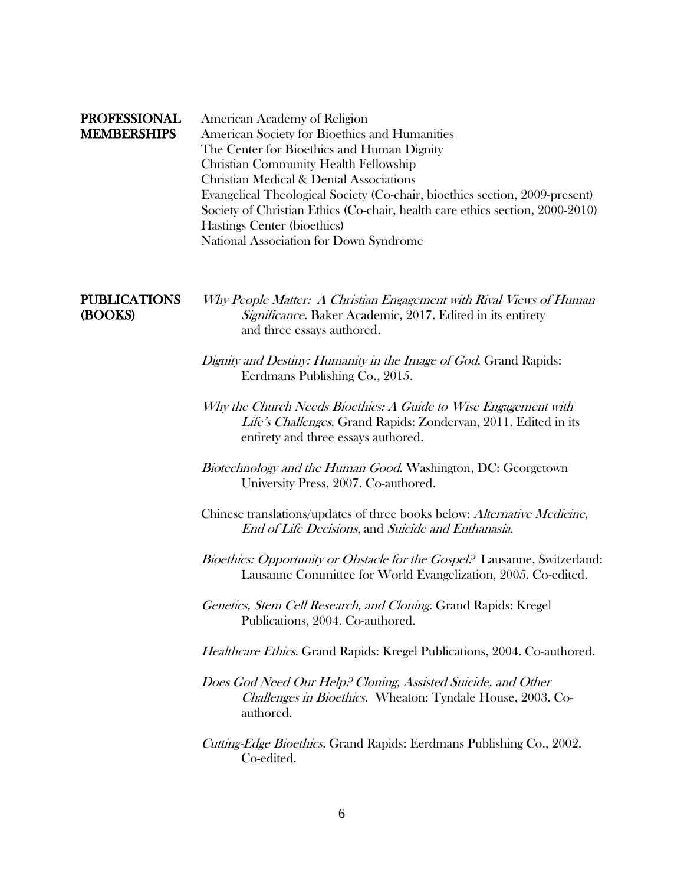## PROFESSIONAL MEMBERSHIPS

American Academy of Religion
American Society for Bioethics and Humanities
The Center for Bioethics and Human Dignity
Christian Community Health Fellowship
Christian Medical & Dental Associations
Evangelical Theological Society (Co-chair, bioethics section, 2009-present)
Society of Christian Ethics (Co-chair, health care ethics section, 2000-2010)
Hastings Center (bioethics)
National Association for Down Syndrome

## PUBLICATIONS (BOOKS)

*Why People Matter: A Christian Engagement with Rival Views of Human Significance*. Baker Academic, 2017. Edited in its entirety and three essays authored.

*Dignity and Destiny: Humanity in the Image of God*. Grand Rapids: Eerdmans Publishing Co., 2015.

*Why the Church Needs Bioethics: A Guide to Wise Engagement with Life's Challenges*. Grand Rapids: Zondervan, 2011. Edited in its entirety and three essays authored.

*Biotechnology and the Human Good*. Washington, DC: Georgetown University Press, 2007. Co-authored.

Chinese translations/updates of three books below: *Alternative Medicine*, *End of Life Decisions*, and *Suicide and Euthanasia*.

*Bioethics: Opportunity or Obstacle for the Gospel?* Lausanne, Switzerland: Lausanne Committee for World Evangelization, 2005. Co-edited.

*Genetics, Stem Cell Research, and Cloning*. Grand Rapids: Kregel Publications, 2004. Co-authored.

*Healthcare Ethics*. Grand Rapids: Kregel Publications, 2004. Co-authored.

*Does God Need Our Help? Cloning, Assisted Suicide, and Other Challenges in Bioethics*. Wheaton: Tyndale House, 2003. Co-authored.

*Cutting-Edge Bioethics.* Grand Rapids: Eerdmans Publishing Co., 2002. Co-edited.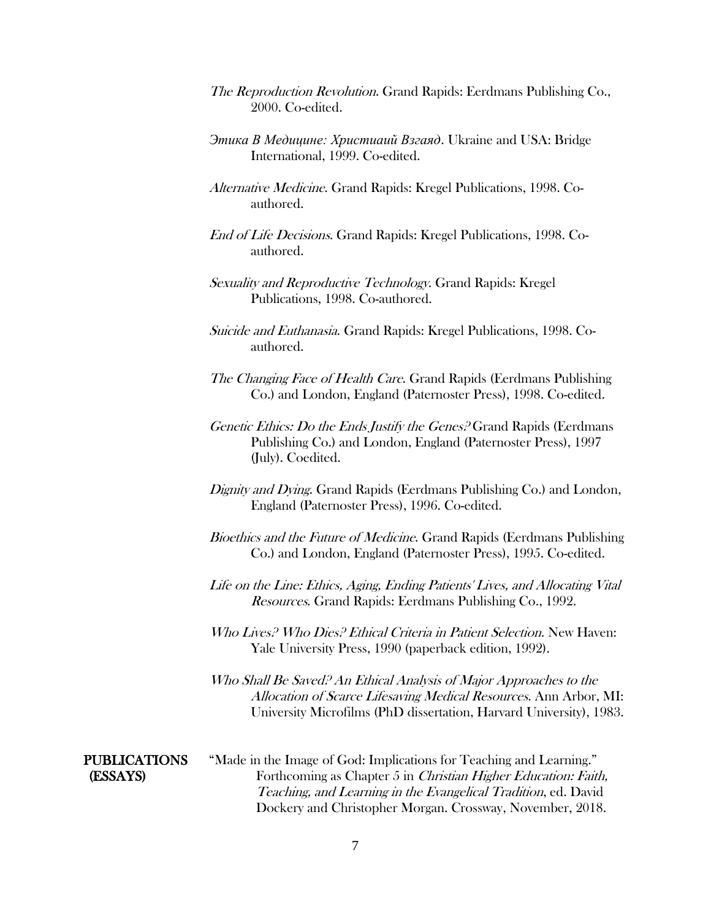*The Reproduction Revolution*. Grand Rapids: Eerdmans Publishing Co., 2000. Co-edited.

*Этика В Медицине: Христиаий Взгаяд*. Ukraine and USA: Bridge International, 1999. Co-edited.

*Alternative Medicine*. Grand Rapids: Kregel Publications, 1998. Co-authored.

*End of Life Decisions*. Grand Rapids: Kregel Publications, 1998. Co-authored.

*Sexuality and Reproductive Technology*. Grand Rapids: Kregel Publications, 1998. Co-authored.

*Suicide and Euthanasia*. Grand Rapids: Kregel Publications, 1998. Co-authored.

*The Changing Face of Health Care*. Grand Rapids (Eerdmans Publishing Co.) and London, England (Paternoster Press), 1998. Co-edited.

*Genetic Ethics: Do the Ends Justify the Genes?* Grand Rapids (Eerdmans Publishing Co.) and London, England (Paternoster Press), 1997 (July). Coedited.

*Dignity and Dying*. Grand Rapids (Eerdmans Publishing Co.) and London, England (Paternoster Press), 1996. Co-edited.

*Bioethics and the Future of Medicine*. Grand Rapids (Eerdmans Publishing Co.) and London, England (Paternoster Press), 1995. Co-edited.

*Life on the Line: Ethics, Aging, Ending Patients' Lives, and Allocating Vital Resources*. Grand Rapids: Eerdmans Publishing Co., 1992.

*Who Lives? Who Dies? Ethical Criteria in Patient Selection*. New Haven: Yale University Press, 1990 (paperback edition, 1992).

*Who Shall Be Saved? An Ethical Analysis of Major Approaches to the Allocation of Scarce Lifesaving Medical Resources*. Ann Arbor, MI: University Microfilms (PhD dissertation, Harvard University), 1983.

**PUBLICATIONS (ESSAYS)**

"Made in the Image of God: Implications for Teaching and Learning." Forthcoming as Chapter 5 in *Christian Higher Education: Faith, Teaching, and Learning in the Evangelical Tradition*, ed. David Dockery and Christopher Morgan. Crossway, November, 2018.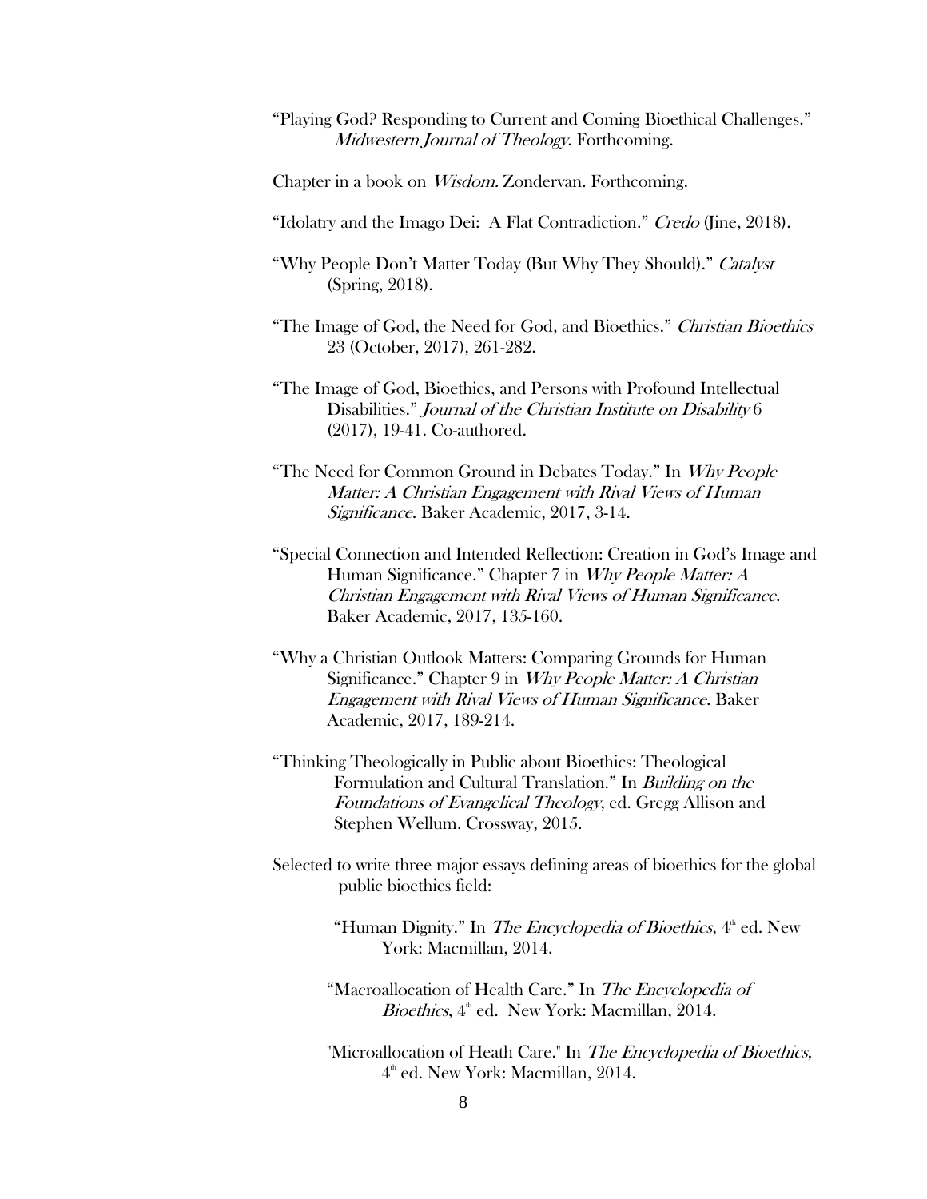"Playing God? Responding to Current and Coming Bioethical Challenges." *Midwestern Journal of Theology*. Forthcoming.

Chapter in a book on *Wisdom*. Zondervan. Forthcoming.

"Idolatry and the Imago Dei: A Flat Contradiction." *Credo* (Jine, 2018).

"Why People Don't Matter Today (But Why They Should)." *Catalyst* (Spring, 2018).

"The Image of God, the Need for God, and Bioethics." *Christian Bioethics* 23 (October, 2017), 261-282.

"The Image of God, Bioethics, and Persons with Profound Intellectual Disabilities." *Journal of the Christian Institute on Disability* 6 (2017), 19-41. Co-authored.

"The Need for Common Ground in Debates Today." In *Why People Matter: A Christian Engagement with Rival Views of Human Significance*. Baker Academic, 2017, 3-14.

"Special Connection and Intended Reflection: Creation in God's Image and Human Significance." Chapter 7 in *Why People Matter: A Christian Engagement with Rival Views of Human Significance*. Baker Academic, 2017, 135-160.

"Why a Christian Outlook Matters: Comparing Grounds for Human Significance." Chapter 9 in *Why People Matter: A Christian Engagement with Rival Views of Human Significance*. Baker Academic, 2017, 189-214.

"Thinking Theologically in Public about Bioethics: Theological Formulation and Cultural Translation." In *Building on the Foundations of Evangelical Theology*, ed. Gregg Allison and Stephen Wellum. Crossway, 2015.

Selected to write three major essays defining areas of bioethics for the global public bioethics field:

- "Human Dignity." In *The Encyclopedia of Bioethics*, 4th ed. New York: Macmillan, 2014.
- "Macroallocation of Health Care." In *The Encyclopedia of Bioethics*, 4th ed. New York: Macmillan, 2014.
- "Microallocation of Heath Care." In *The Encyclopedia of Bioethics*, 4th ed. New York: Macmillan, 2014.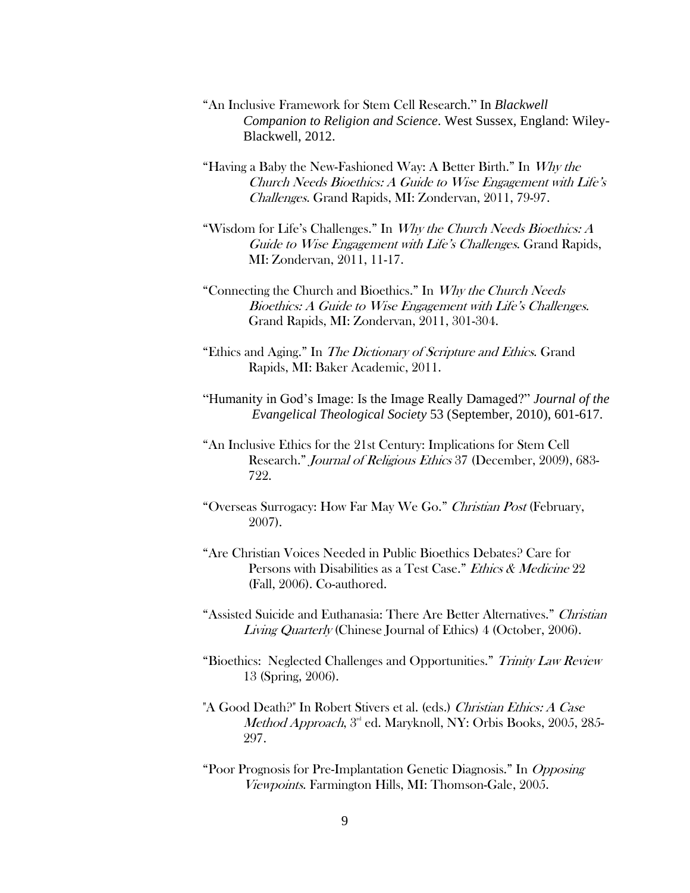"An Inclusive Framework for Stem Cell Research." In *Blackwell Companion to Religion and Science*. West Sussex, England: Wiley-Blackwell, 2012.

"Having a Baby the New-Fashioned Way: A Better Birth." In *Why the Church Needs Bioethics: A Guide to Wise Engagement with Life's Challenges*. Grand Rapids, MI: Zondervan, 2011, 79-97.

"Wisdom for Life's Challenges." In *Why the Church Needs Bioethics: A Guide to Wise Engagement with Life's Challenges*. Grand Rapids, MI: Zondervan, 2011, 11-17.

"Connecting the Church and Bioethics." In *Why the Church Needs Bioethics: A Guide to Wise Engagement with Life's Challenges*. Grand Rapids, MI: Zondervan, 2011, 301-304.

"Ethics and Aging." In *The Dictionary of Scripture and Ethics*. Grand Rapids, MI: Baker Academic, 2011.

"Humanity in God's Image: Is the Image Really Damaged?" *Journal of the Evangelical Theological Society* 53 (September, 2010), 601-617.

"An Inclusive Ethics for the 21st Century: Implications for Stem Cell Research." *Journal of Religious Ethics* 37 (December, 2009), 683-722.

"Overseas Surrogacy: How Far May We Go." *Christian Post* (February, 2007).

"Are Christian Voices Needed in Public Bioethics Debates? Care for Persons with Disabilities as a Test Case." *Ethics & Medicine* 22 (Fall, 2006). Co-authored.

"Assisted Suicide and Euthanasia: There Are Better Alternatives." *Christian Living Quarterly* (Chinese Journal of Ethics) 4 (October, 2006).

"Bioethics: Neglected Challenges and Opportunities." *Trinity Law Review* 13 (Spring, 2006).

"A Good Death?" In Robert Stivers et al. (eds.) *Christian Ethics: A Case Method Approach*, 3rd ed. Maryknoll, NY: Orbis Books, 2005, 285-297.

"Poor Prognosis for Pre-Implantation Genetic Diagnosis." In *Opposing Viewpoints*. Farmington Hills, MI: Thomson-Gale, 2005.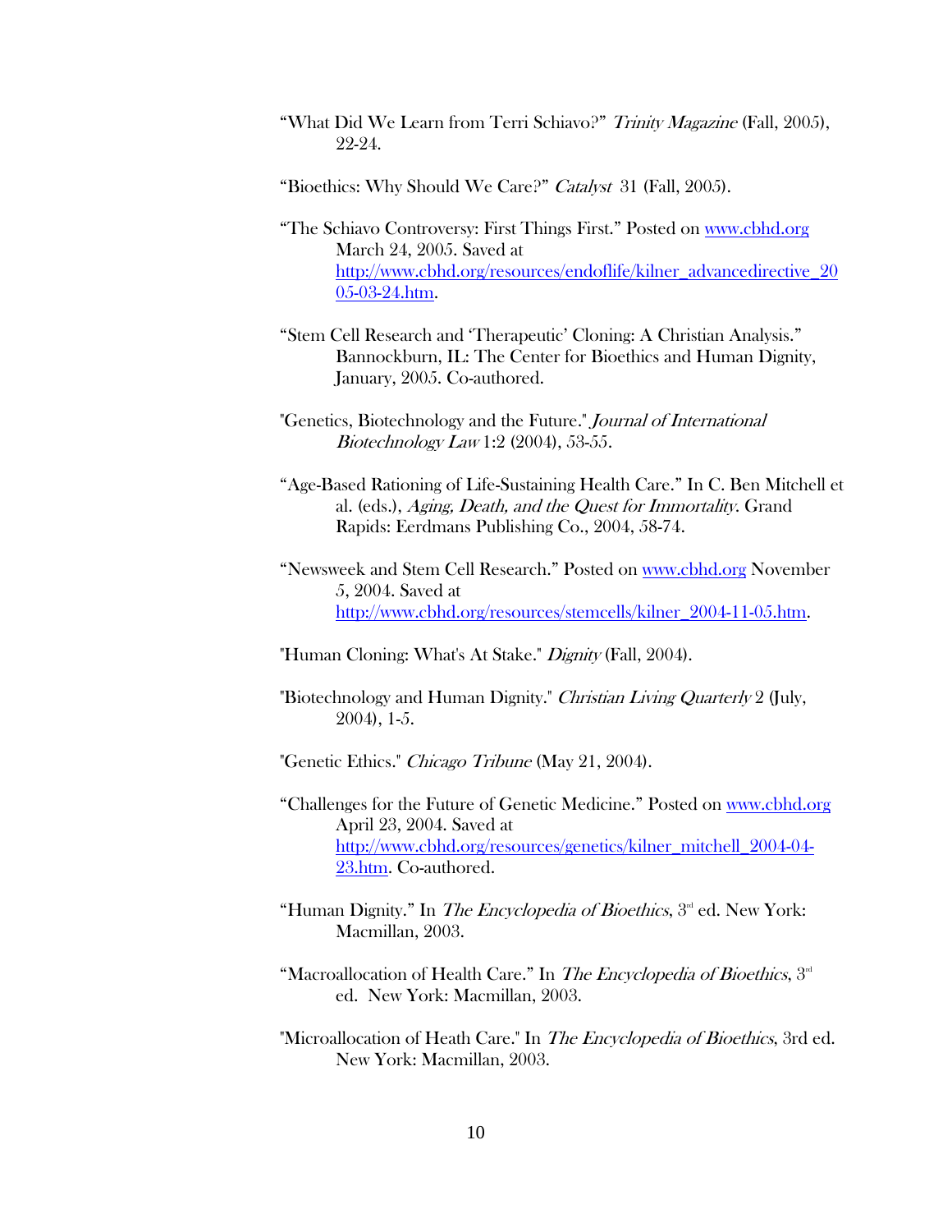"What Did We Learn from Terri Schiavo?" *Trinity Magazine* (Fall, 2005), 22-24.

"Bioethics: Why Should We Care?" *Catalyst* 31 (Fall, 2005).

"The Schiavo Controversy: First Things First." Posted on www.cbhd.org March 24, 2005. Saved at http://www.cbhd.org/resources/endoflife/kilner_advancedirective_2005-03-24.htm.

"Stem Cell Research and 'Therapeutic' Cloning: A Christian Analysis." Bannockburn, IL: The Center for Bioethics and Human Dignity, January, 2005. Co-authored.

"Genetics, Biotechnology and the Future." *Journal of International Biotechnology Law* 1:2 (2004), 53-55.

"Age-Based Rationing of Life-Sustaining Health Care." In C. Ben Mitchell et al. (eds.), *Aging, Death, and the Quest for Immortality*. Grand Rapids: Eerdmans Publishing Co., 2004, 58-74.

"Newsweek and Stem Cell Research." Posted on www.cbhd.org November 5, 2004. Saved at http://www.cbhd.org/resources/stemcells/kilner_2004-11-05.htm.

"Human Cloning: What's At Stake." *Dignity* (Fall, 2004).

"Biotechnology and Human Dignity." *Christian Living Quarterly* 2 (July, 2004), 1-5.

"Genetic Ethics." *Chicago Tribune* (May 21, 2004).

"Challenges for the Future of Genetic Medicine." Posted on www.cbhd.org April 23, 2004. Saved at http://www.cbhd.org/resources/genetics/kilner_mitchell_2004-04-23.htm. Co-authored.

"Human Dignity." In *The Encyclopedia of Bioethics*, 3rd ed. New York: Macmillan, 2003.

"Macroallocation of Health Care." In *The Encyclopedia of Bioethics*, 3rd ed. New York: Macmillan, 2003.

"Microallocation of Heath Care." In *The Encyclopedia of Bioethics*, 3rd ed. New York: Macmillan, 2003.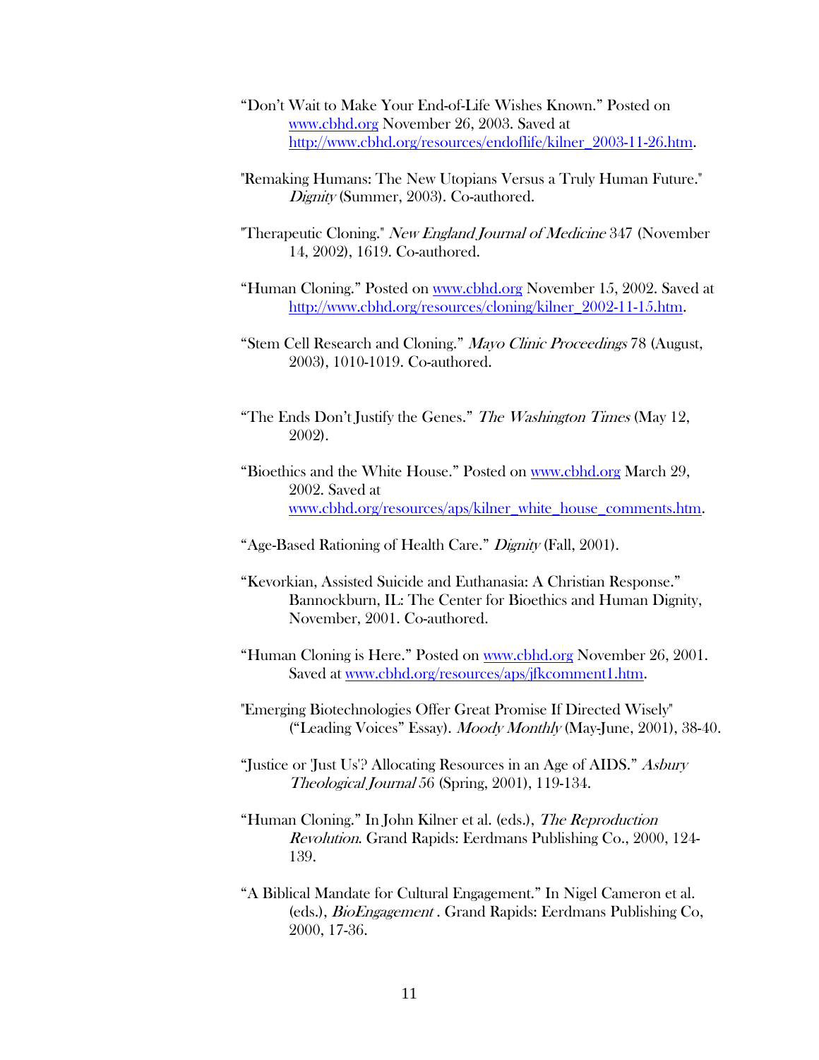"Don't Wait to Make Your End-of-Life Wishes Known." Posted on www.cbhd.org November 26, 2003. Saved at http://www.cbhd.org/resources/endoflife/kilner_2003-11-26.htm.

"Remaking Humans: The New Utopians Versus a Truly Human Future." *Dignity* (Summer, 2003). Co-authored.

"Therapeutic Cloning." *New England Journal of Medicine* 347 (November 14, 2002), 1619. Co-authored.

"Human Cloning." Posted on www.cbhd.org November 15, 2002. Saved at http://www.cbhd.org/resources/cloning/kilner_2002-11-15.htm.

"Stem Cell Research and Cloning." *Mayo Clinic Proceedings* 78 (August, 2003), 1010-1019. Co-authored.

"The Ends Don't Justify the Genes." *The Washington Times* (May 12, 2002).

"Bioethics and the White House." Posted on www.cbhd.org March 29, 2002. Saved at www.cbhd.org/resources/aps/kilner_white_house_comments.htm.

"Age-Based Rationing of Health Care." *Dignity* (Fall, 2001).

"Kevorkian, Assisted Suicide and Euthanasia: A Christian Response." Bannockburn, IL: The Center for Bioethics and Human Dignity, November, 2001. Co-authored.

"Human Cloning is Here." Posted on www.cbhd.org November 26, 2001. Saved at www.cbhd.org/resources/aps/jfkcomment1.htm.

"Emerging Biotechnologies Offer Great Promise If Directed Wisely" ("Leading Voices" Essay). *Moody Monthly* (May-June, 2001), 38-40.

"Justice or 'Just Us'? Allocating Resources in an Age of AIDS." *Asbury Theological Journal* 56 (Spring, 2001), 119-134.

"Human Cloning." In John Kilner et al. (eds.), *The Reproduction Revolution*. Grand Rapids: Eerdmans Publishing Co., 2000, 124-139.

"A Biblical Mandate for Cultural Engagement." In Nigel Cameron et al. (eds.), *BioEngagement* . Grand Rapids: Eerdmans Publishing Co, 2000, 17-36.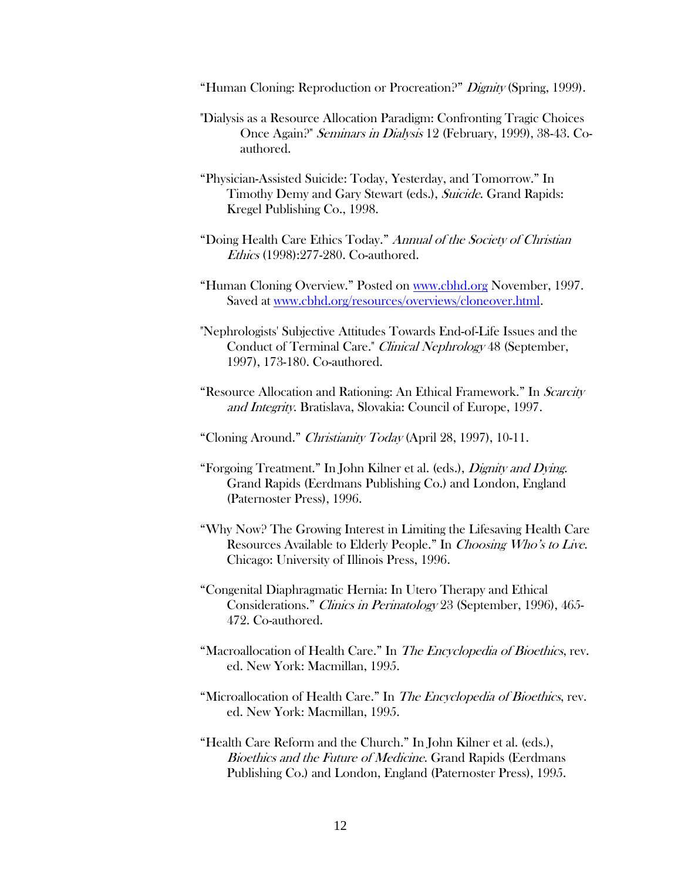"Human Cloning: Reproduction or Procreation?" *Dignity* (Spring, 1999).

"Dialysis as a Resource Allocation Paradigm: Confronting Tragic Choices Once Again?" *Seminars in Dialysis* 12 (February, 1999), 38-43. Co-authored.

"Physician-Assisted Suicide: Today, Yesterday, and Tomorrow." In Timothy Demy and Gary Stewart (eds.), *Suicide*. Grand Rapids: Kregel Publishing Co., 1998.

"Doing Health Care Ethics Today." *Annual of the Society of Christian Ethics* (1998):277-280. Co-authored.

"Human Cloning Overview." Posted on www.cbhd.org November, 1997. Saved at www.cbhd.org/resources/overviews/cloneover.html.

"Nephrologists' Subjective Attitudes Towards End-of-Life Issues and the Conduct of Terminal Care." *Clinical Nephrology* 48 (September, 1997), 173-180. Co-authored.

"Resource Allocation and Rationing: An Ethical Framework." In *Scarcity and Integrity*. Bratislava, Slovakia: Council of Europe, 1997.

"Cloning Around." *Christianity Today* (April 28, 1997), 10-11.

"Forgoing Treatment." In John Kilner et al. (eds.), *Dignity and Dying*. Grand Rapids (Eerdmans Publishing Co.) and London, England (Paternoster Press), 1996.

"Why Now? The Growing Interest in Limiting the Lifesaving Health Care Resources Available to Elderly People." In *Choosing Who's to Live*. Chicago: University of Illinois Press, 1996.

"Congenital Diaphragmatic Hernia: In Utero Therapy and Ethical Considerations." *Clinics in Perinatology* 23 (September, 1996), 465-472. Co-authored.

"Macroallocation of Health Care." In *The Encyclopedia of Bioethics*, rev. ed. New York: Macmillan, 1995.

"Microallocation of Health Care." In *The Encyclopedia of Bioethics*, rev. ed. New York: Macmillan, 1995.

"Health Care Reform and the Church." In John Kilner et al. (eds.), *Bioethics and the Future of Medicine*. Grand Rapids (Eerdmans Publishing Co.) and London, England (Paternoster Press), 1995.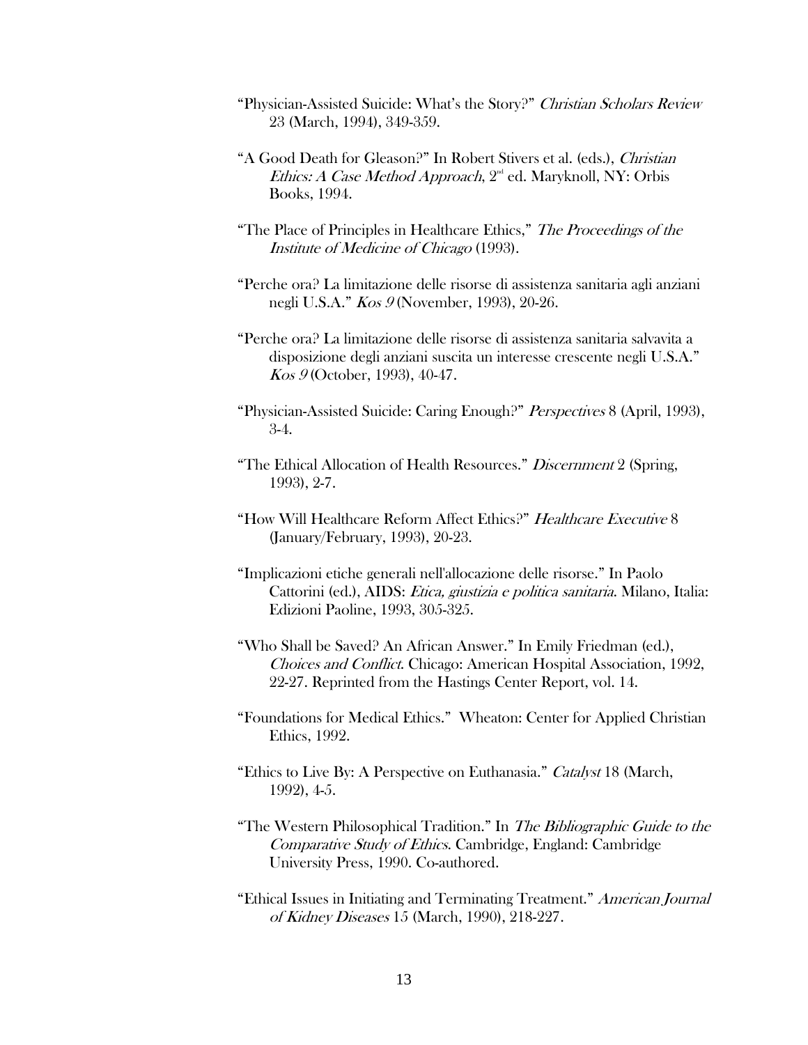"Physician-Assisted Suicide: What's the Story?" *Christian Scholars Review* 23 (March, 1994), 349-359.

"A Good Death for Gleason?" In Robert Stivers et al. (eds.), *Christian Ethics: A Case Method Approach*, 2nd ed. Maryknoll, NY: Orbis Books, 1994.

"The Place of Principles in Healthcare Ethics," *The Proceedings of the Institute of Medicine of Chicago* (1993).

"Perche ora? La limitazione delle risorse di assistenza sanitaria agli anziani negli U.S.A." *Kos 9* (November, 1993), 20-26.

"Perche ora? La limitazione delle risorse di assistenza sanitaria salvavita a disposizione degli anziani suscita un interesse crescente negli U.S.A." *Kos 9* (October, 1993), 40-47.

"Physician-Assisted Suicide: Caring Enough?" *Perspectives* 8 (April, 1993), 3-4.

"The Ethical Allocation of Health Resources." *Discernment* 2 (Spring, 1993), 2-7.

"How Will Healthcare Reform Affect Ethics?" *Healthcare Executive* 8 (January/February, 1993), 20-23.

"Implicazioni etiche generali nell'allocazione delle risorse." In Paolo Cattorini (ed.), AIDS: *Etica, giustizia e politica sanitaria*. Milano, Italia: Edizioni Paoline, 1993, 305-325.

"Who Shall be Saved? An African Answer." In Emily Friedman (ed.), *Choices and Conflict*. Chicago: American Hospital Association, 1992, 22-27. Reprinted from the Hastings Center Report, vol. 14.

"Foundations for Medical Ethics." Wheaton: Center for Applied Christian Ethics, 1992.

"Ethics to Live By: A Perspective on Euthanasia." *Catalyst* 18 (March, 1992), 4-5.

"The Western Philosophical Tradition." In *The Bibliographic Guide to the Comparative Study of Ethics*. Cambridge, England: Cambridge University Press, 1990. Co-authored.

"Ethical Issues in Initiating and Terminating Treatment." *American Journal of Kidney Diseases* 15 (March, 1990), 218-227.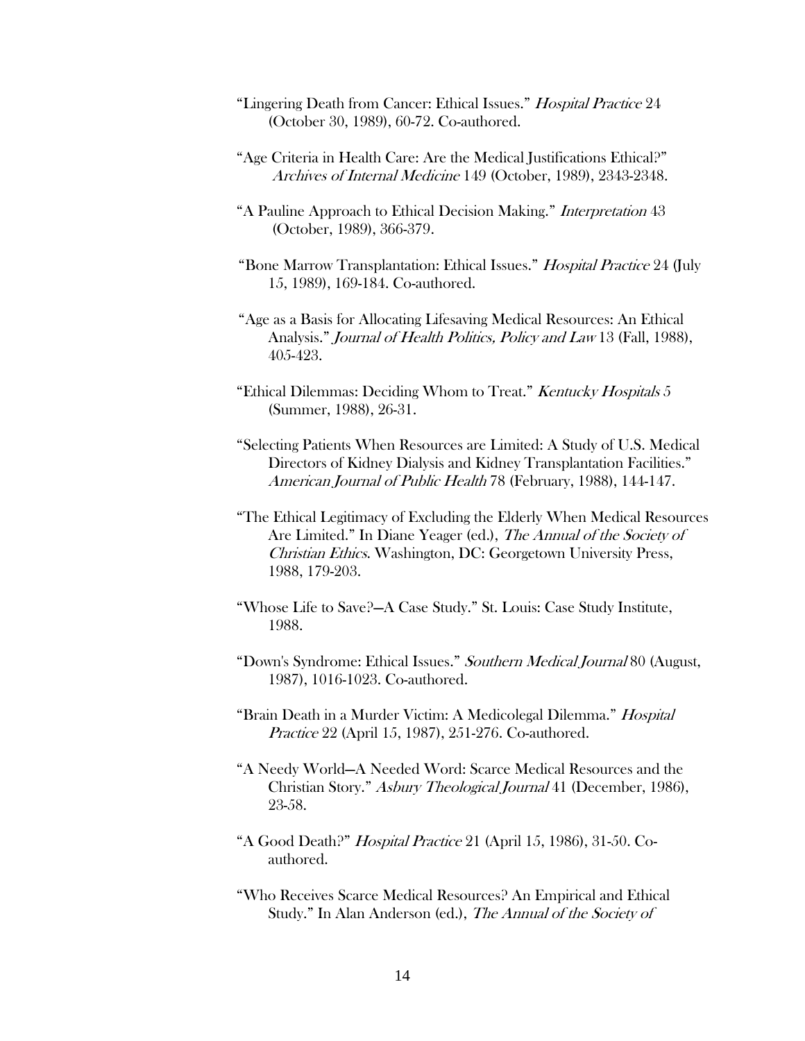"Lingering Death from Cancer: Ethical Issues." *Hospital Practice* 24 (October 30, 1989), 60-72. Co-authored.

"Age Criteria in Health Care: Are the Medical Justifications Ethical?" *Archives of Internal Medicine* 149 (October, 1989), 2343-2348.

"A Pauline Approach to Ethical Decision Making." *Interpretation* 43 (October, 1989), 366-379.

"Bone Marrow Transplantation: Ethical Issues." *Hospital Practice* 24 (July 15, 1989), 169-184. Co-authored.

"Age as a Basis for Allocating Lifesaving Medical Resources: An Ethical Analysis." *Journal of Health Politics, Policy and Law* 13 (Fall, 1988), 405-423.

"Ethical Dilemmas: Deciding Whom to Treat." *Kentucky Hospitals 5* (Summer, 1988), 26-31.

"Selecting Patients When Resources are Limited: A Study of U.S. Medical Directors of Kidney Dialysis and Kidney Transplantation Facilities." *American Journal of Public Health* 78 (February, 1988), 144-147.

"The Ethical Legitimacy of Excluding the Elderly When Medical Resources Are Limited." In Diane Yeager (ed.), *The Annual of the Society of Christian Ethics*. Washington, DC: Georgetown University Press, 1988, 179-203.

"Whose Life to Save?—A Case Study." St. Louis: Case Study Institute, 1988.

"Down's Syndrome: Ethical Issues." *Southern Medical Journal* 80 (August, 1987), 1016-1023. Co-authored.

"Brain Death in a Murder Victim: A Medicolegal Dilemma." *Hospital Practice* 22 (April 15, 1987), 251-276. Co-authored.

"A Needy World—A Needed Word: Scarce Medical Resources and the Christian Story." *Asbury Theological Journal* 41 (December, 1986), 23-58.

"A Good Death?" *Hospital Practice* 21 (April 15, 1986), 31-50. Co-authored.

"Who Receives Scarce Medical Resources? An Empirical and Ethical Study." In Alan Anderson (ed.), *The Annual of the Society of*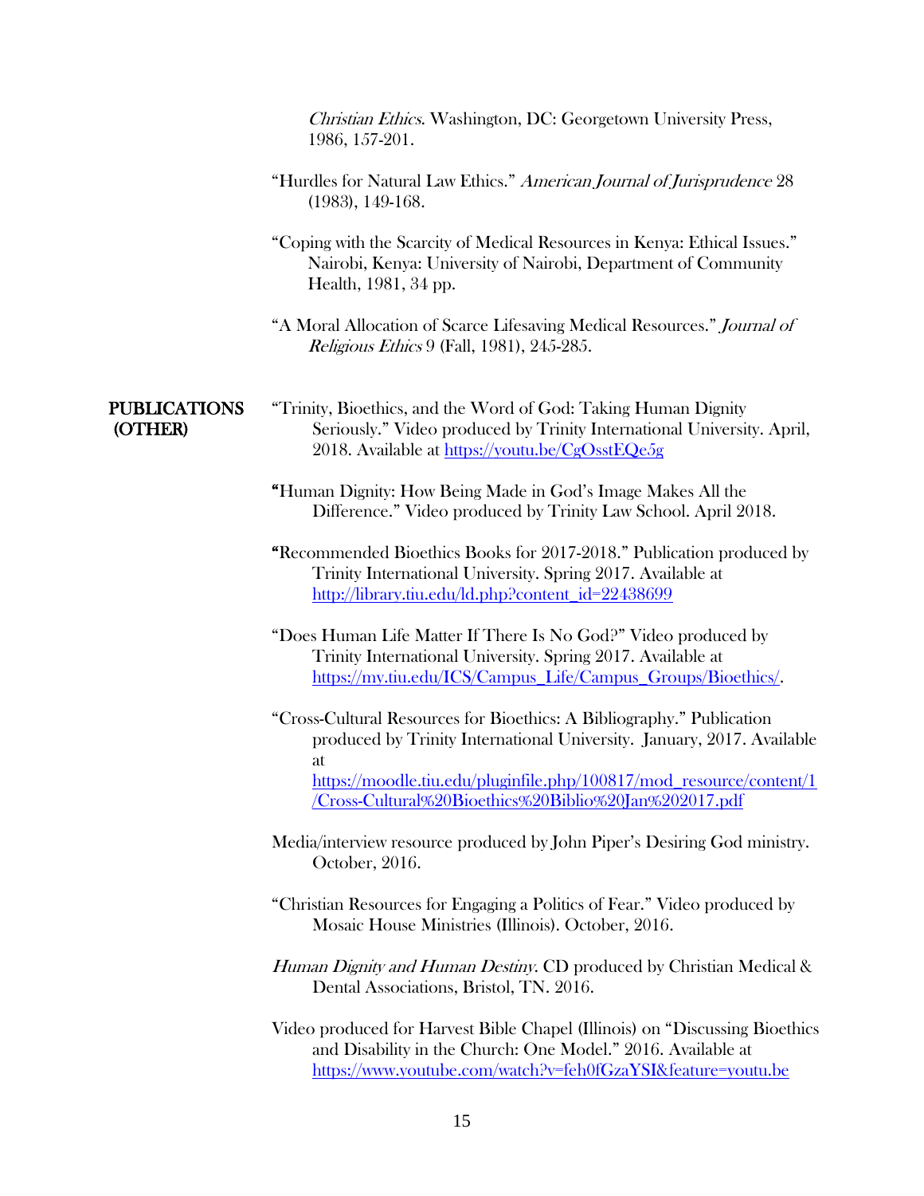*Christian Ethics*. Washington, DC: Georgetown University Press, 1986, 157-201.

"Hurdles for Natural Law Ethics." *American Journal of Jurisprudence* 28 (1983), 149-168.

"Coping with the Scarcity of Medical Resources in Kenya: Ethical Issues." Nairobi, Kenya: University of Nairobi, Department of Community Health, 1981, 34 pp.

"A Moral Allocation of Scarce Lifesaving Medical Resources." *Journal of Religious Ethics* 9 (Fall, 1981), 245-285.

**PUBLICATIONS (OTHER)**

"Trinity, Bioethics, and the Word of God: Taking Human Dignity Seriously." Video produced by Trinity International University. April, 2018. Available at https://youtu.be/CgOsstEQe5g

"Human Dignity: How Being Made in God's Image Makes All the Difference." Video produced by Trinity Law School. April 2018.

"Recommended Bioethics Books for 2017-2018." Publication produced by Trinity International University. Spring 2017. Available at http://library.tiu.edu/ld.php?content_id=22438699

"Does Human Life Matter If There Is No God?" Video produced by Trinity International University. Spring 2017. Available at https://my.tiu.edu/ICS/Campus_Life/Campus_Groups/Bioethics/.

"Cross-Cultural Resources for Bioethics: A Bibliography." Publication produced by Trinity International University. January, 2017. Available at https://moodle.tiu.edu/pluginfile.php/100817/mod_resource/content/1/Cross-Cultural%20Bioethics%20Biblio%20Jan%202017.pdf

Media/interview resource produced by John Piper's Desiring God ministry. October, 2016.

"Christian Resources for Engaging a Politics of Fear." Video produced by Mosaic House Ministries (Illinois). October, 2016.

*Human Dignity and Human Destiny*. CD produced by Christian Medical & Dental Associations, Bristol, TN. 2016.

Video produced for Harvest Bible Chapel (Illinois) on "Discussing Bioethics and Disability in the Church: One Model." 2016. Available at https://www.youtube.com/watch?v=feh0fGzaYSI&feature=youtu.be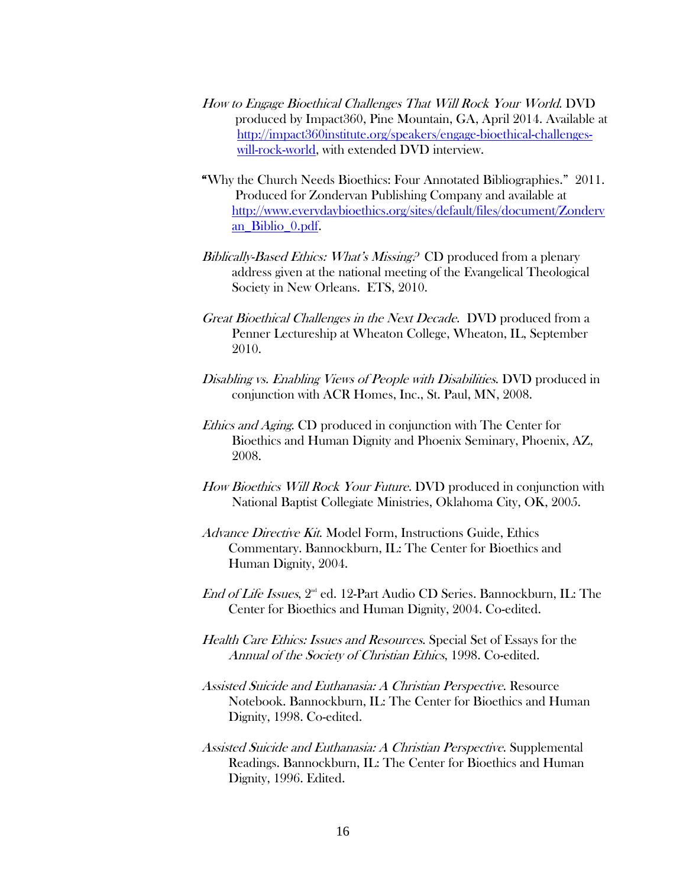*How to Engage Bioethical Challenges That Will Rock Your World*. DVD produced by Impact360, Pine Mountain, GA, April 2014. Available at http://impact360institute.org/speakers/engage-bioethical-challenges-will-rock-world, with extended DVD interview.

"Why the Church Needs Bioethics: Four Annotated Bibliographies." 2011. Produced for Zondervan Publishing Company and available at http://www.everydaybioethics.org/sites/default/files/document/Zondervan_Biblio_0.pdf.

*Biblically-Based Ethics: What's Missing?* CD produced from a plenary address given at the national meeting of the Evangelical Theological Society in New Orleans. ETS, 2010.

*Great Bioethical Challenges in the Next Decade*. DVD produced from a Penner Lectureship at Wheaton College, Wheaton, IL, September 2010.

*Disabling vs. Enabling Views of People with Disabilities*. DVD produced in conjunction with ACR Homes, Inc., St. Paul, MN, 2008.

*Ethics and Aging*. CD produced in conjunction with The Center for Bioethics and Human Dignity and Phoenix Seminary, Phoenix, AZ, 2008.

*How Bioethics Will Rock Your Future*. DVD produced in conjunction with National Baptist Collegiate Ministries, Oklahoma City, OK, 2005.

*Advance Directive Kit*. Model Form, Instructions Guide, Ethics Commentary. Bannockburn, IL: The Center for Bioethics and Human Dignity, 2004.

*End of Life Issues*, 2nd ed. 12-Part Audio CD Series. Bannockburn, IL: The Center for Bioethics and Human Dignity, 2004. Co-edited.

*Health Care Ethics: Issues and Resources*. Special Set of Essays for the *Annual of the Society of Christian Ethics*, 1998. Co-edited.

*Assisted Suicide and Euthanasia: A Christian Perspective*. Resource Notebook. Bannockburn, IL: The Center for Bioethics and Human Dignity, 1998. Co-edited.

*Assisted Suicide and Euthanasia: A Christian Perspective*. Supplemental Readings. Bannockburn, IL: The Center for Bioethics and Human Dignity, 1996. Edited.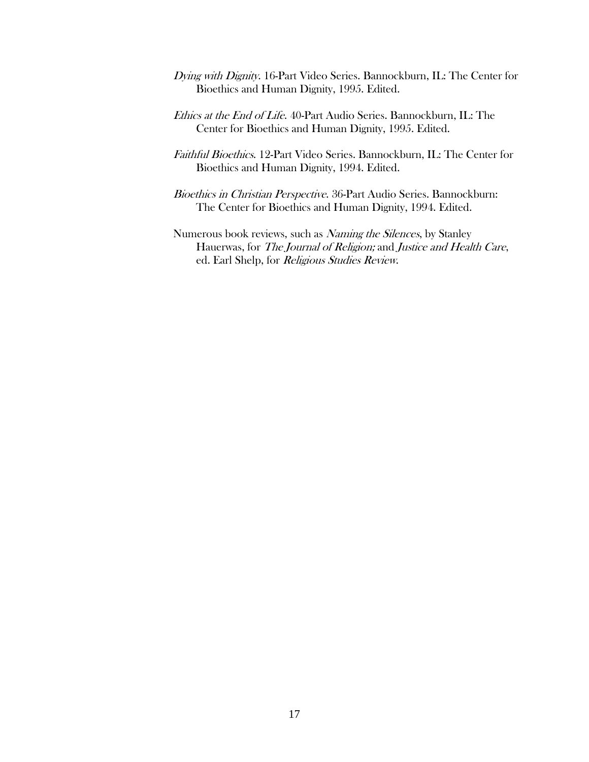*Dying with Dignity*. 16-Part Video Series. Bannockburn, IL: The Center for Bioethics and Human Dignity, 1995. Edited.

*Ethics at the End of Life*. 40-Part Audio Series. Bannockburn, IL: The Center for Bioethics and Human Dignity, 1995. Edited.

*Faithful Bioethics*. 12-Part Video Series. Bannockburn, IL: The Center for Bioethics and Human Dignity, 1994. Edited.

*Bioethics in Christian Perspective*. 36-Part Audio Series. Bannockburn: The Center for Bioethics and Human Dignity, 1994. Edited.

Numerous book reviews, such as *Naming the Silences*, by Stanley Hauerwas, for *The Journal of Religion;* and *Justice and Health Care*, ed. Earl Shelp, for *Religious Studies Review*.